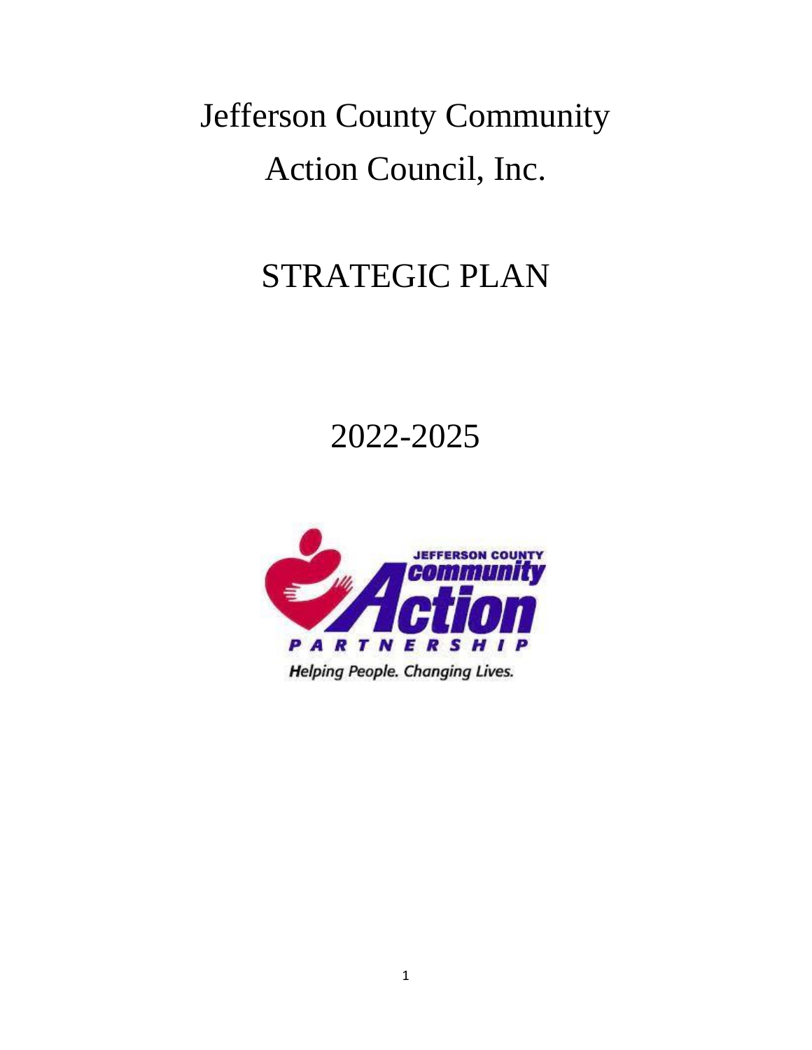# Jefferson County Community Action Council, Inc.

# STRATEGIC PLAN

# 2022-2025

JEFFERSON COUNTY community Action PARTNERSHIP

*Helping People. Changing Lives.*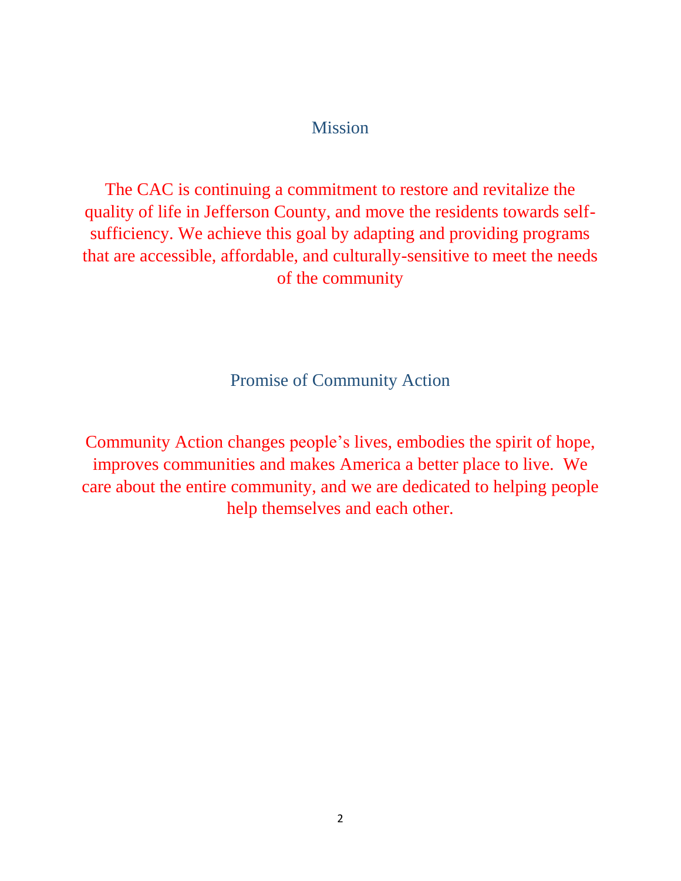## Mission

The CAC is continuing a commitment to restore and revitalize the quality of life in Jefferson County, and move the residents towards self-sufficiency. We achieve this goal by adapting and providing programs that are accessible, affordable, and culturally-sensitive to meet the needs of the community

## Promise of Community Action

Community Action changes people's lives, embodies the spirit of hope, improves communities and makes America a better place to live. We care about the entire community, and we are dedicated to helping people help themselves and each other.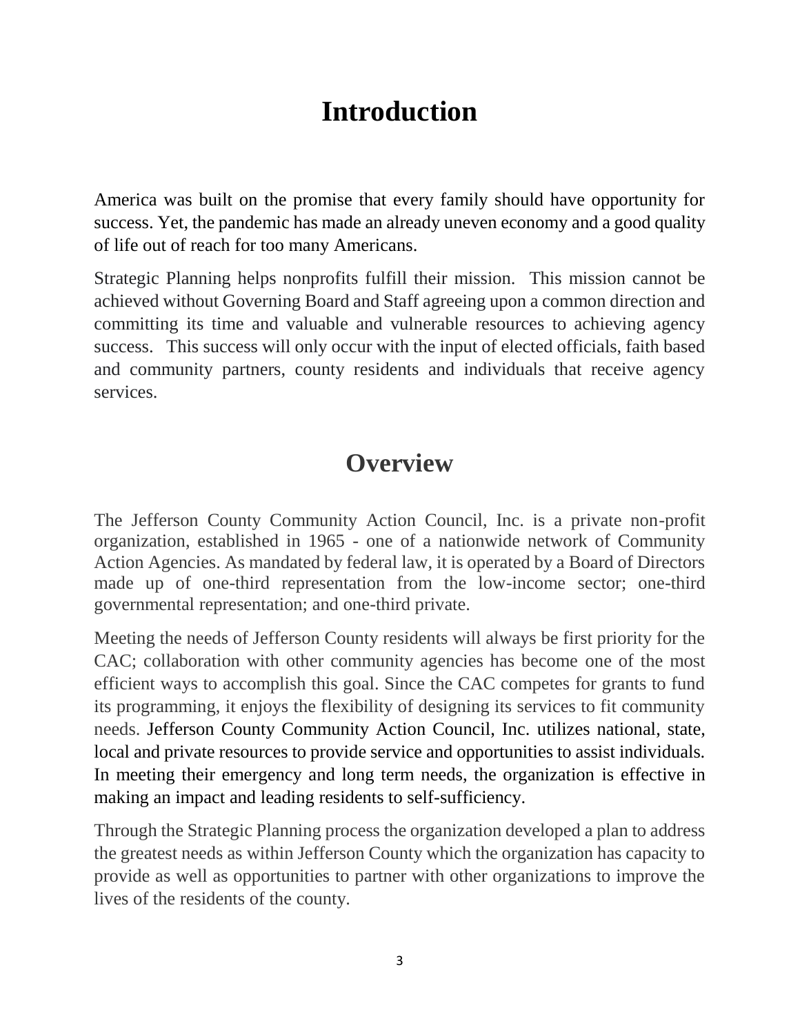# Introduction

America was built on the promise that every family should have opportunity for success. Yet, the pandemic has made an already uneven economy and a good quality of life out of reach for too many Americans.

Strategic Planning helps nonprofits fulfill their mission. This mission cannot be achieved without Governing Board and Staff agreeing upon a common direction and committing its time and valuable and vulnerable resources to achieving agency success. This success will only occur with the input of elected officials, faith based and community partners, county residents and individuals that receive agency services.

# Overview

The Jefferson County Community Action Council, Inc. is a private non-profit organization, established in 1965 - one of a nationwide network of Community Action Agencies. As mandated by federal law, it is operated by a Board of Directors made up of one-third representation from the low-income sector; one-third governmental representation; and one-third private.

Meeting the needs of Jefferson County residents will always be first priority for the CAC; collaboration with other community agencies has become one of the most efficient ways to accomplish this goal. Since the CAC competes for grants to fund its programming, it enjoys the flexibility of designing its services to fit community needs. Jefferson County Community Action Council, Inc. utilizes national, state, local and private resources to provide service and opportunities to assist individuals. In meeting their emergency and long term needs, the organization is effective in making an impact and leading residents to self-sufficiency.

Through the Strategic Planning process the organization developed a plan to address the greatest needs as within Jefferson County which the organization has capacity to provide as well as opportunities to partner with other organizations to improve the lives of the residents of the county.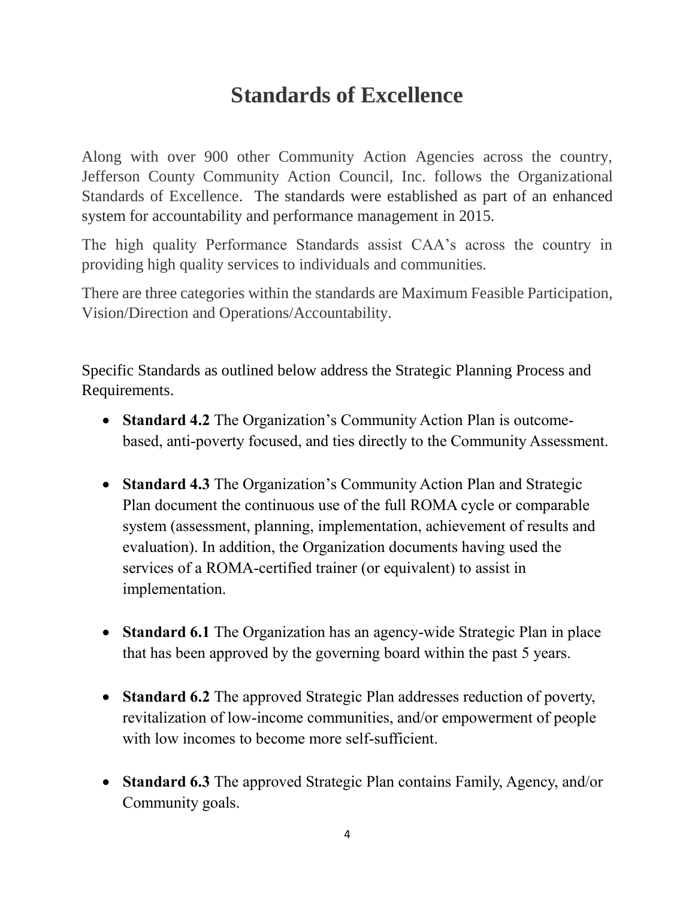# Standards of Excellence

Along with over 900 other Community Action Agencies across the country, Jefferson County Community Action Council, Inc. follows the Organizational Standards of Excellence. The standards were established as part of an enhanced system for accountability and performance management in 2015.

The high quality Performance Standards assist CAA's across the country in providing high quality services to individuals and communities.

There are three categories within the standards are Maximum Feasible Participation, Vision/Direction and Operations/Accountability.

Specific Standards as outlined below address the Strategic Planning Process and Requirements.

- **Standard 4.2** The Organization's Community Action Plan is outcome-based, anti-poverty focused, and ties directly to the Community Assessment.

- **Standard 4.3** The Organization's Community Action Plan and Strategic Plan document the continuous use of the full ROMA cycle or comparable system (assessment, planning, implementation, achievement of results and evaluation). In addition, the Organization documents having used the services of a ROMA-certified trainer (or equivalent) to assist in implementation.

- **Standard 6.1** The Organization has an agency-wide Strategic Plan in place that has been approved by the governing board within the past 5 years.

- **Standard 6.2** The approved Strategic Plan addresses reduction of poverty, revitalization of low-income communities, and/or empowerment of people with low incomes to become more self-sufficient.

- **Standard 6.3** The approved Strategic Plan contains Family, Agency, and/or Community goals.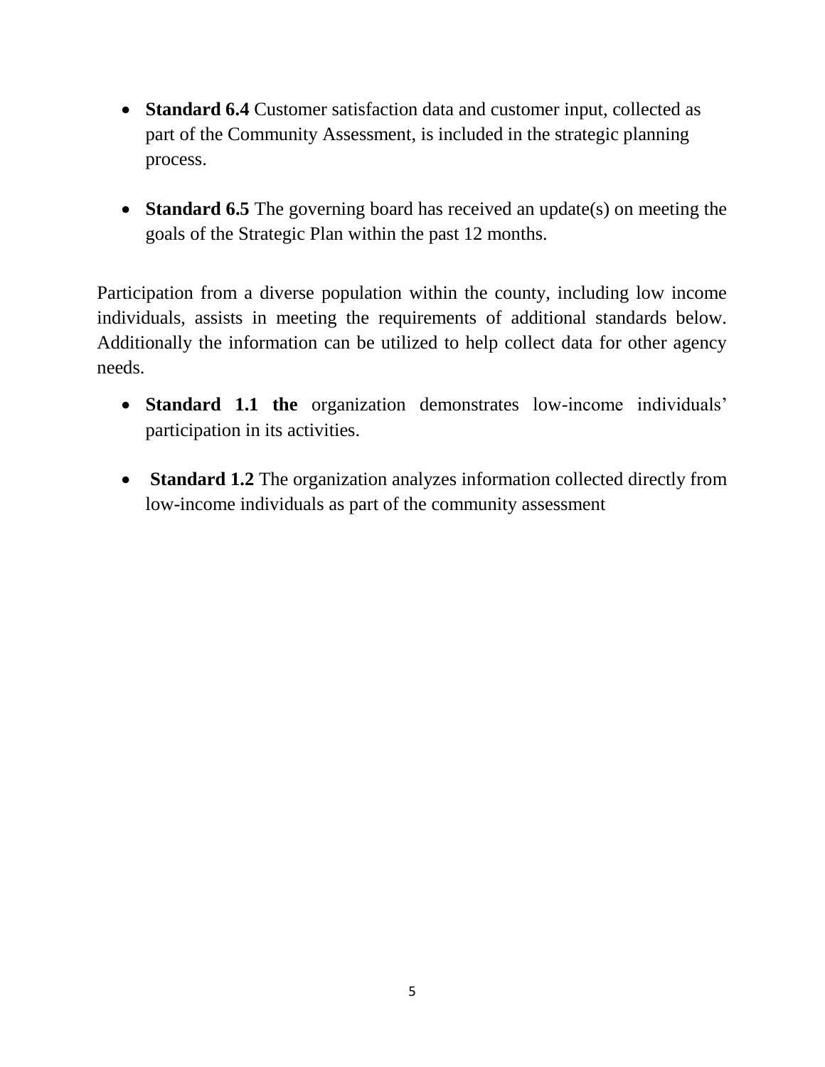- **Standard 6.4** Customer satisfaction data and customer input, collected as part of the Community Assessment, is included in the strategic planning process.

- **Standard 6.5** The governing board has received an update(s) on meeting the goals of the Strategic Plan within the past 12 months.

Participation from a diverse population within the county, including low income individuals, assists in meeting the requirements of additional standards below. Additionally the information can be utilized to help collect data for other agency needs.

- **Standard 1.1 the** organization demonstrates low-income individuals' participation in its activities.

- **Standard 1.2** The organization analyzes information collected directly from low-income individuals as part of the community assessment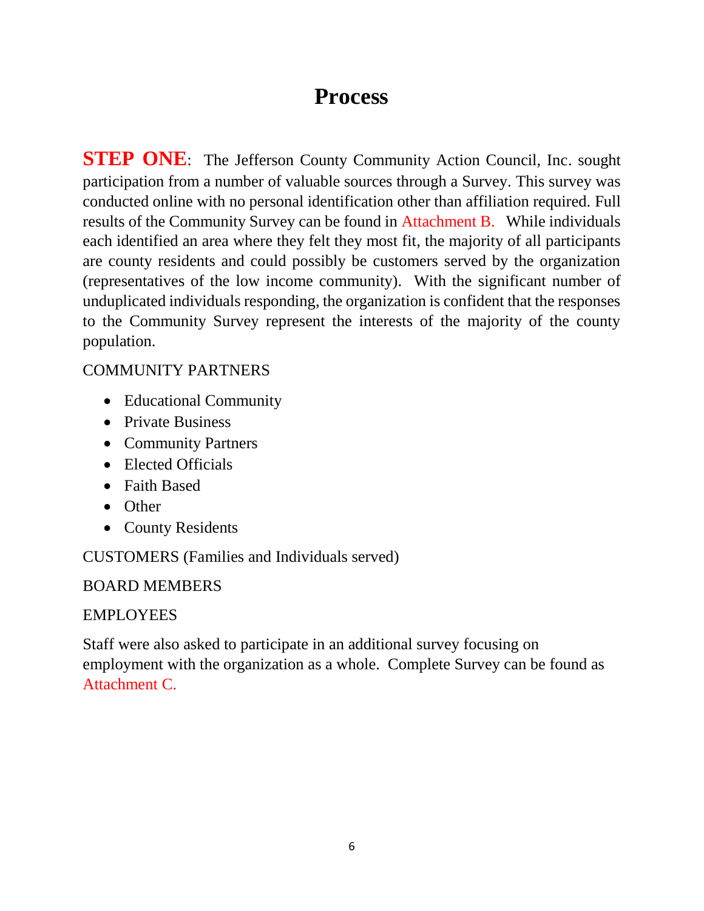# Process

**STEP ONE**: The Jefferson County Community Action Council, Inc. sought participation from a number of valuable sources through a Survey. This survey was conducted online with no personal identification other than affiliation required. Full results of the Community Survey can be found in Attachment B. While individuals each identified an area where they felt they most fit, the majority of all participants are county residents and could possibly be customers served by the organization (representatives of the low income community). With the significant number of unduplicated individuals responding, the organization is confident that the responses to the Community Survey represent the interests of the majority of the county population.

COMMUNITY PARTNERS

- Educational Community
- Private Business
- Community Partners
- Elected Officials
- Faith Based
- Other
- County Residents

CUSTOMERS (Families and Individuals served)

BOARD MEMBERS

EMPLOYEES

Staff were also asked to participate in an additional survey focusing on employment with the organization as a whole. Complete Survey can be found as Attachment C.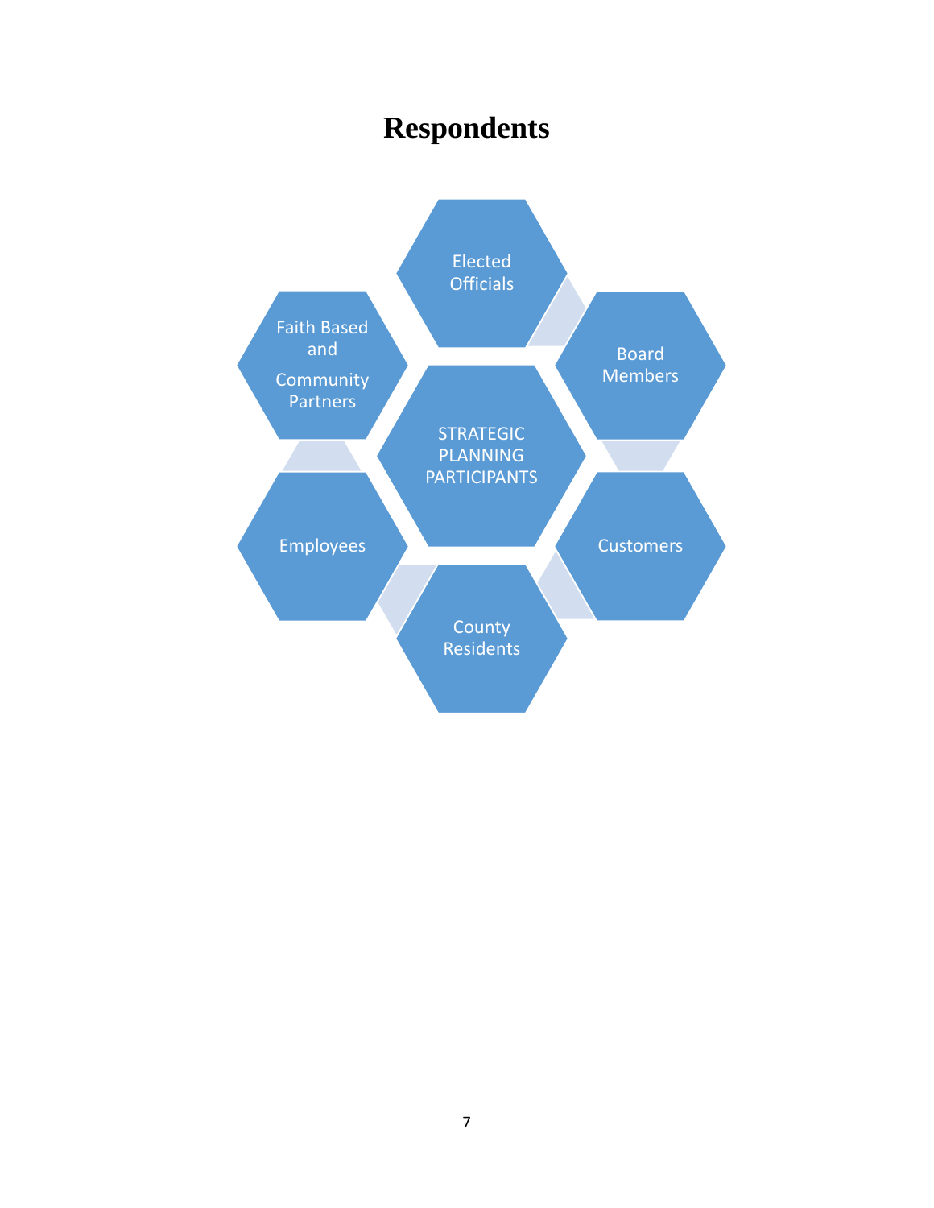# Respondents

STRATEGIC PLANNING PARTICIPANTS

- Elected Officials
- Board Members
- Customers
- County Residents
- Employees
- Faith Based and Community Partners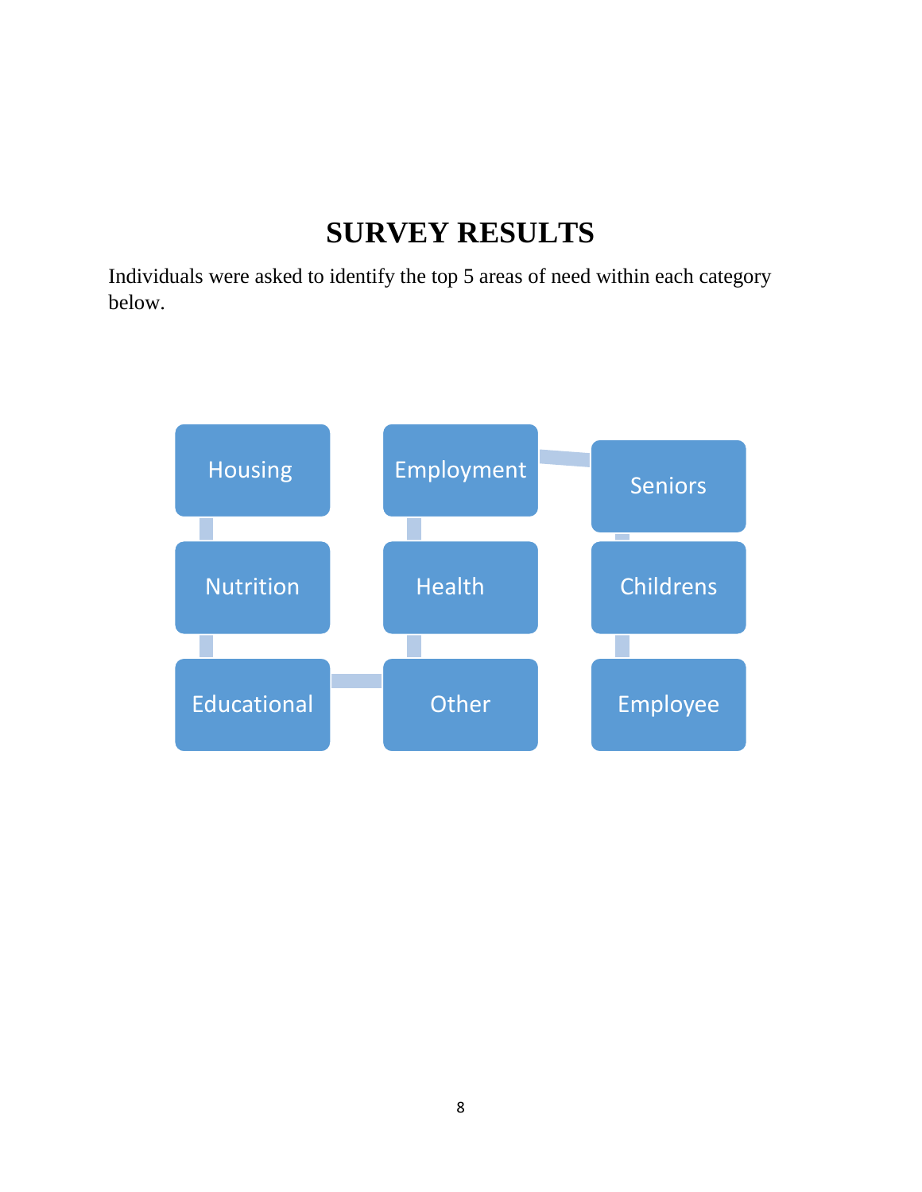# SURVEY RESULTS

Individuals were asked to identify the top 5 areas of need within each category below.

- Housing
- Nutrition
- Educational
- Other
- Health
- Employment
- Seniors
- Childrens
- Employee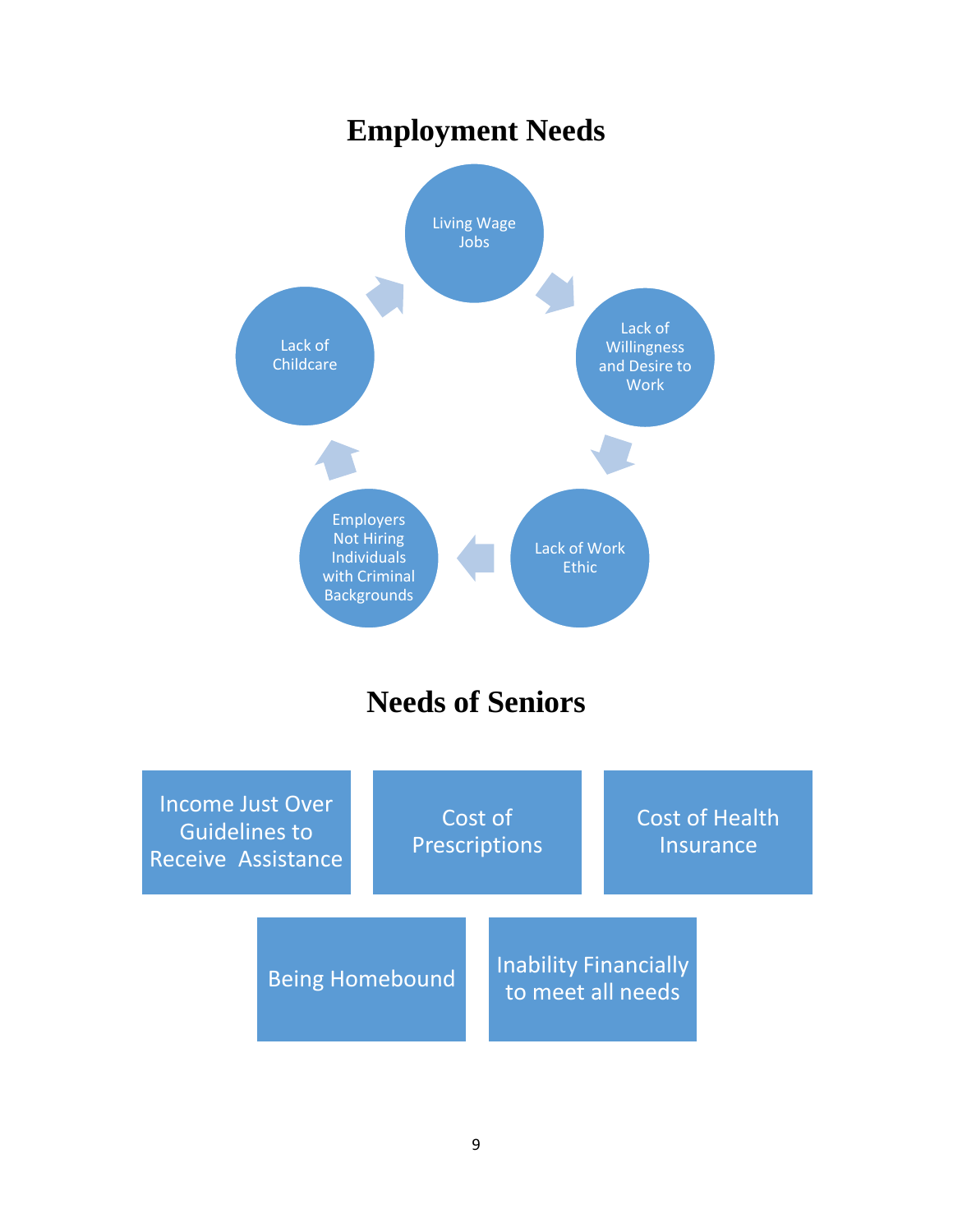# Employment Needs

- Living Wage Jobs
- Lack of Willingness and Desire to Work
- Lack of Work Ethic
- Employers Not Hiring Individuals with Criminal Backgrounds
- Lack of Childcare

# Needs of Seniors

- Income Just Over Guidelines to Receive Assistance
- Cost of Prescriptions
- Cost of Health Insurance
- Being Homebound
- Inability Financially to meet all needs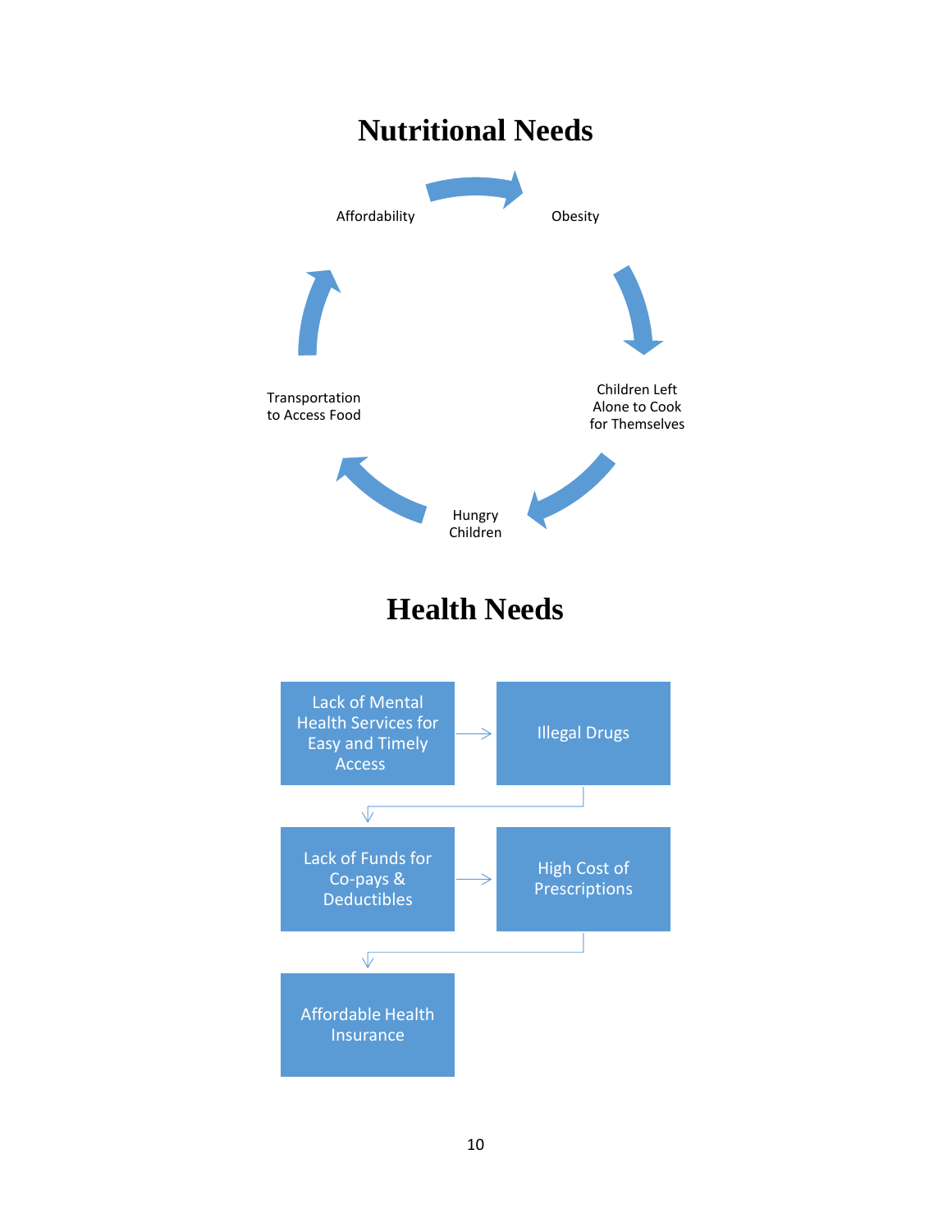# Nutritional Needs

Affordability

Obesity

Children Left Alone to Cook for Themselves

Hungry Children

Transportation to Access Food

# Health Needs

Lack of Mental Health Services for Easy and Timely Access

Illegal Drugs

Lack of Funds for Co-pays & Deductibles

High Cost of Prescriptions

Affordable Health Insurance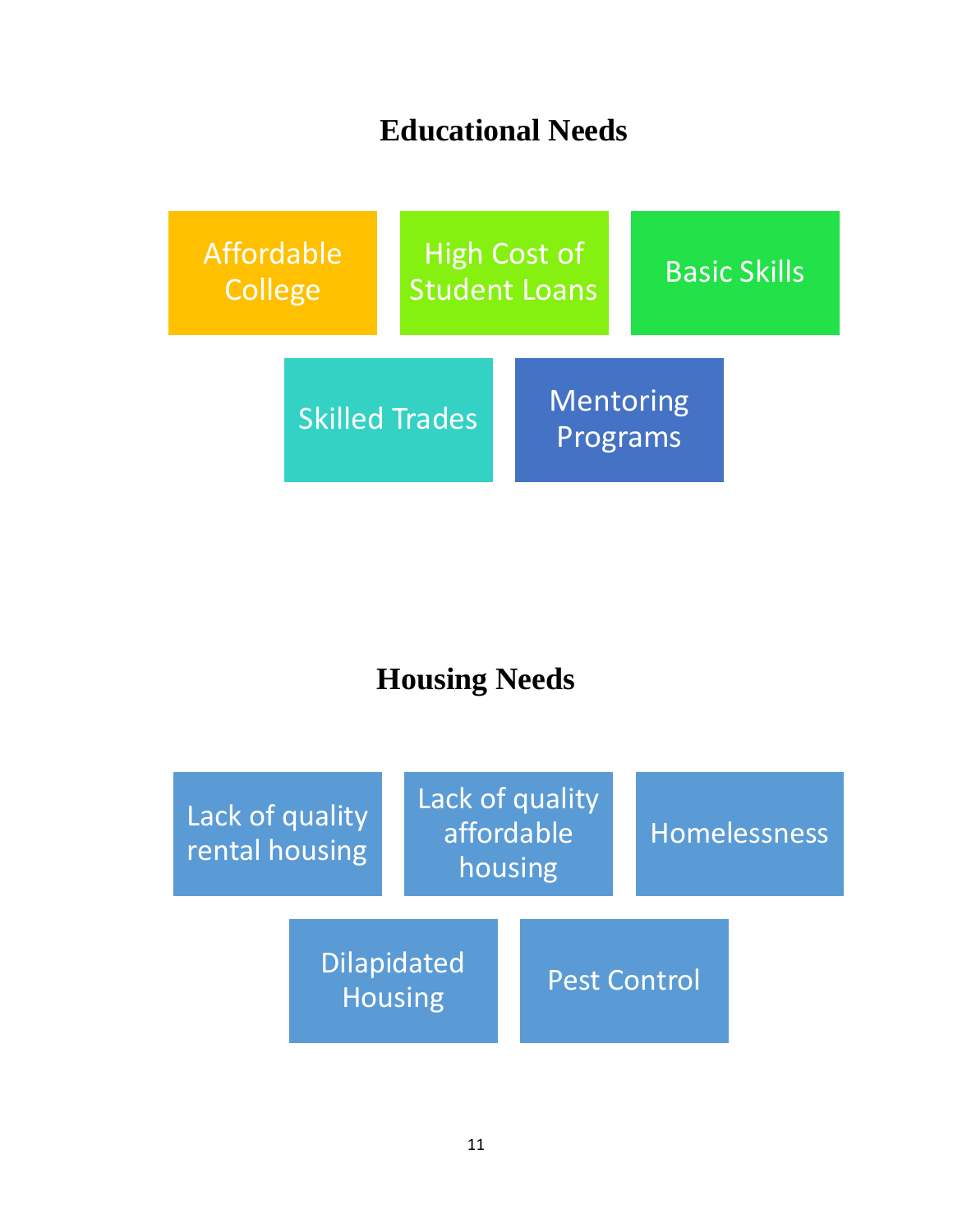## Educational Needs

- Affordable College
- High Cost of Student Loans
- Basic Skills
- Skilled Trades
- Mentoring Programs

## Housing Needs

- Lack of quality rental housing
- Lack of quality affordable housing
- Homelessness
- Dilapidated Housing
- Pest Control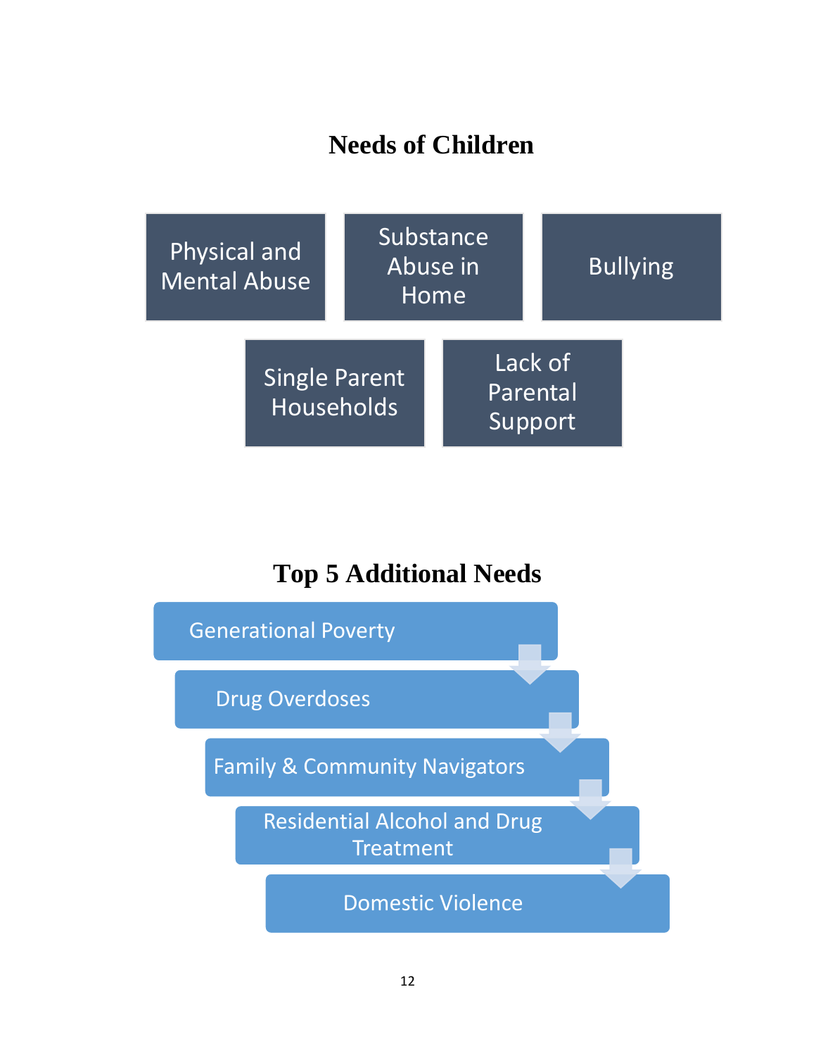## Needs of Children

- Physical and Mental Abuse
- Substance Abuse in Home
- Bullying
- Single Parent Households
- Lack of Parental Support

## Top 5 Additional Needs

1. Generational Poverty
2. Drug Overdoses
3. Family & Community Navigators
4. Residential Alcohol and Drug Treatment
5. Domestic Violence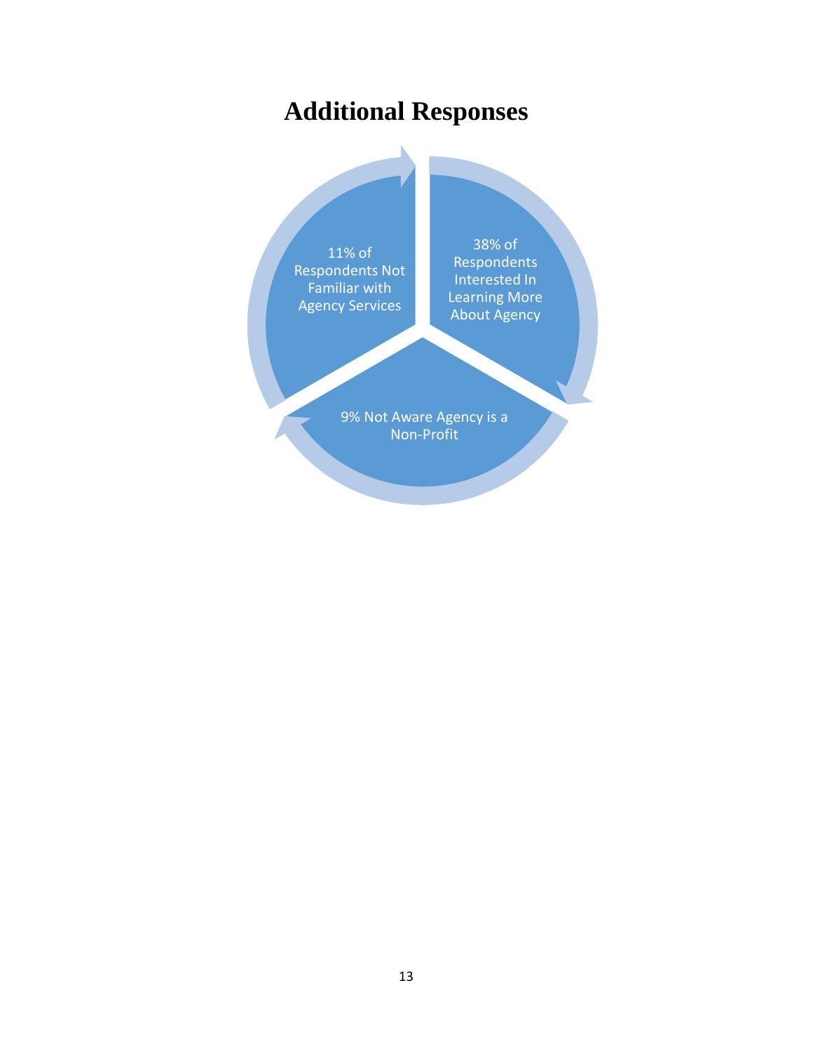# Additional Responses

11% of Respondents Not Familiar with Agency Services

38% of Respondents Interested In Learning More About Agency

9% Not Aware Agency is a Non-Profit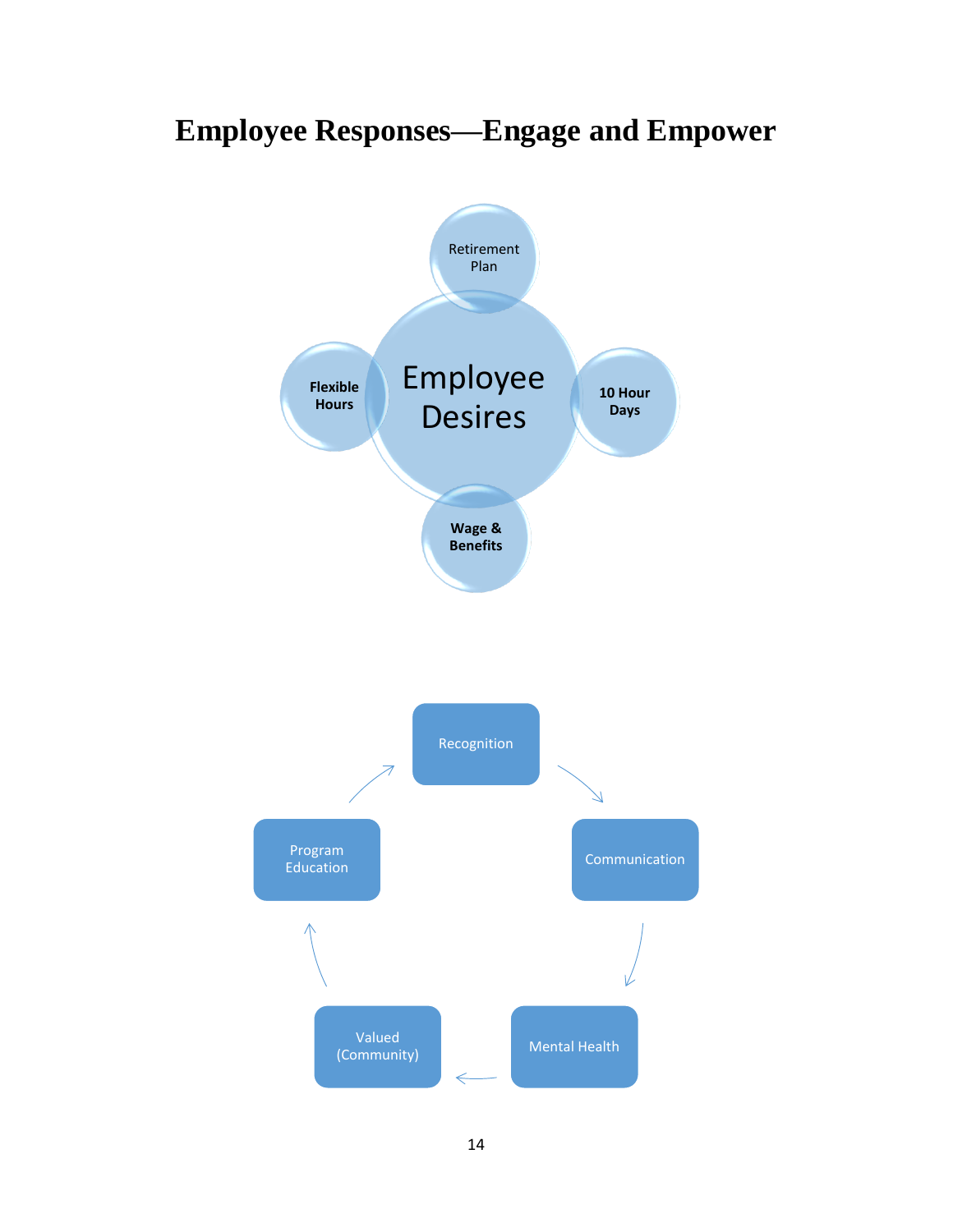# Employee Responses—Engage and Empower

**Employee Desires**

- Retirement Plan
- 10 Hour Days
- Wage & Benefits
- Flexible Hours

Recognition → Communication → Mental Health → Valued (Community) → Program Education → Recognition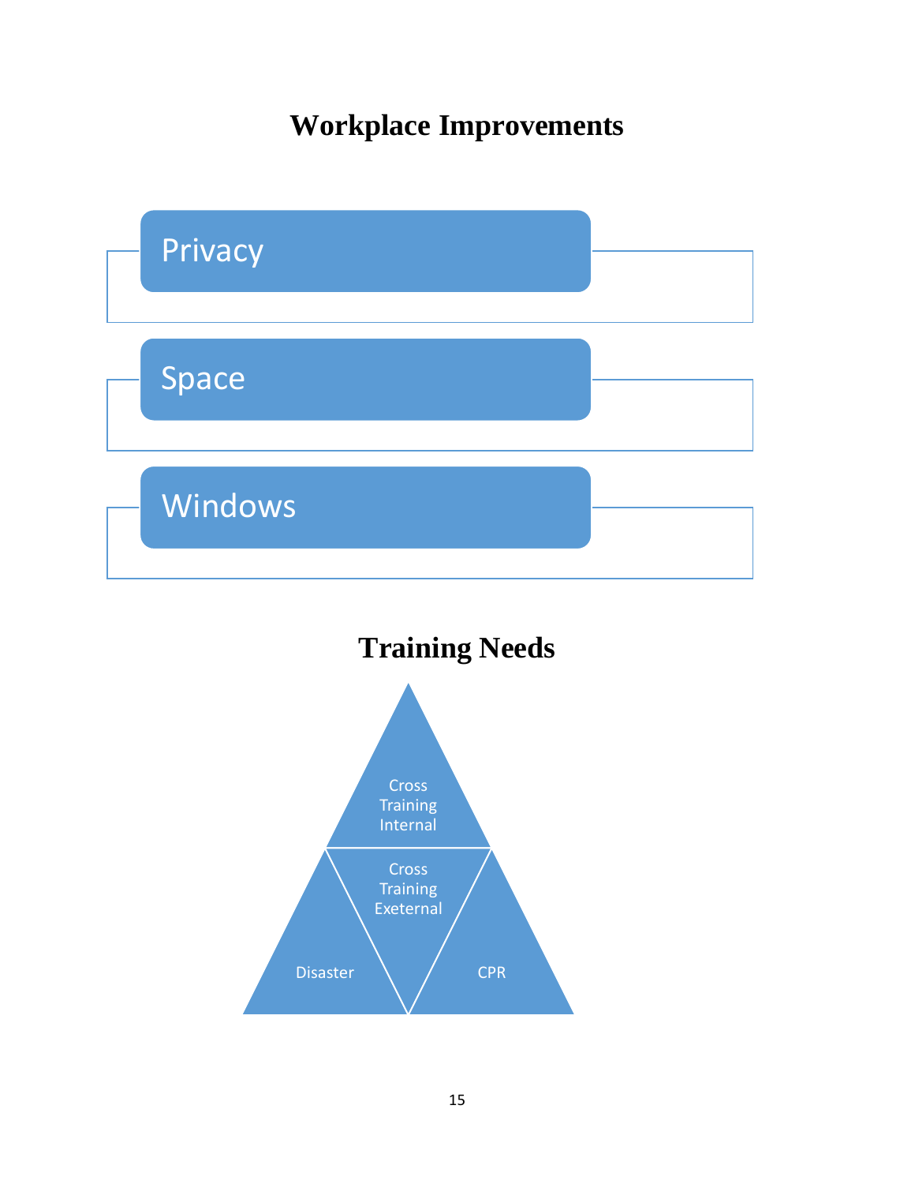# Workplace Improvements

- Privacy
- Space
- Windows

# Training Needs

- Cross Training Internal
- Cross Training Exeternal
- Disaster
- CPR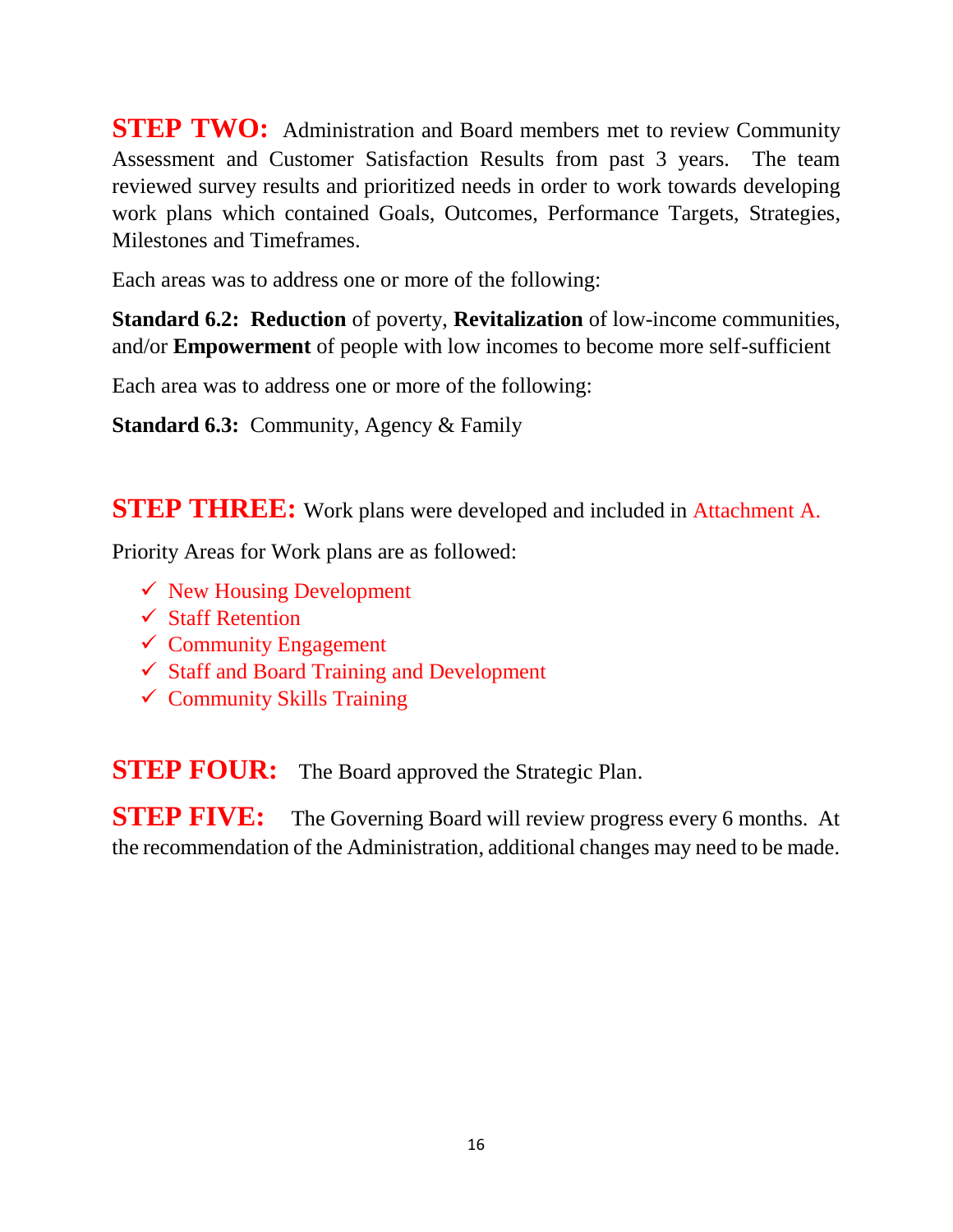**STEP TWO:** Administration and Board members met to review Community Assessment and Customer Satisfaction Results from past 3 years. The team reviewed survey results and prioritized needs in order to work towards developing work plans which contained Goals, Outcomes, Performance Targets, Strategies, Milestones and Timeframes.

Each areas was to address one or more of the following:

**Standard 6.2: Reduction** of poverty, **Revitalization** of low-income communities, and/or **Empowerment** of people with low incomes to become more self-sufficient

Each area was to address one or more of the following:

**Standard 6.3:** Community, Agency & Family

**STEP THREE:** Work plans were developed and included in Attachment A.

Priority Areas for Work plans are as followed:

- ✓ New Housing Development
- ✓ Staff Retention
- ✓ Community Engagement
- ✓ Staff and Board Training and Development
- ✓ Community Skills Training

**STEP FOUR:** The Board approved the Strategic Plan.

**STEP FIVE:** The Governing Board will review progress every 6 months. At the recommendation of the Administration, additional changes may need to be made.